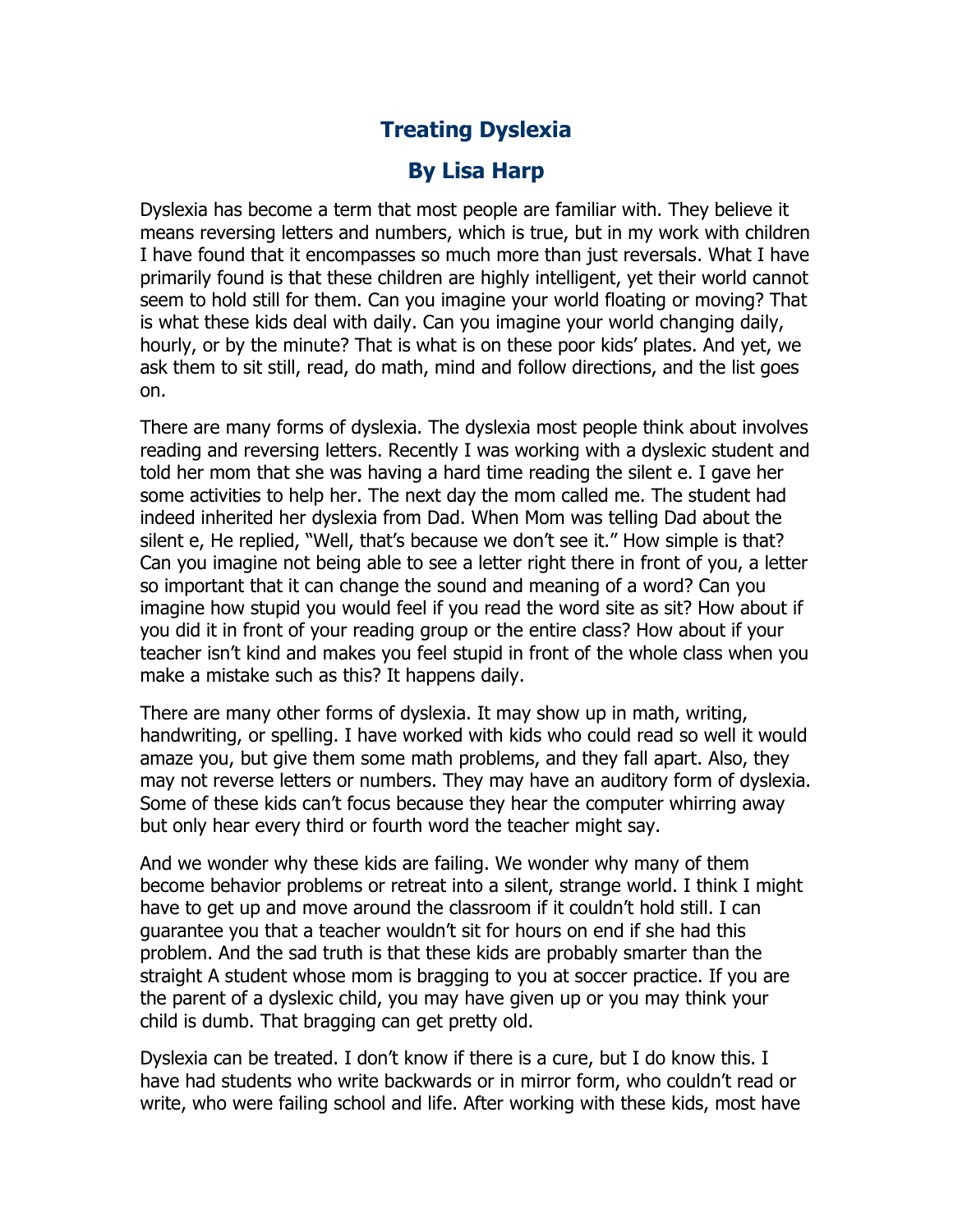# Treating Dyslexia

## By Lisa Harp

Dyslexia has become a term that most people are familiar with. They believe it means reversing letters and numbers, which is true, but in my work with children I have found that it encompasses so much more than just reversals. What I have primarily found is that these children are highly intelligent, yet their world cannot seem to hold still for them. Can you imagine your world floating or moving? That is what these kids deal with daily. Can you imagine your world changing daily, hourly, or by the minute? That is what is on these poor kids' plates. And yet, we ask them to sit still, read, do math, mind and follow directions, and the list goes on.

There are many forms of dyslexia. The dyslexia most people think about involves reading and reversing letters. Recently I was working with a dyslexic student and told her mom that she was having a hard time reading the silent e. I gave her some activities to help her. The next day the mom called me. The student had indeed inherited her dyslexia from Dad. When Mom was telling Dad about the silent e, He replied, "Well, that's because we don't see it." How simple is that? Can you imagine not being able to see a letter right there in front of you, a letter so important that it can change the sound and meaning of a word? Can you imagine how stupid you would feel if you read the word site as sit? How about if you did it in front of your reading group or the entire class? How about if your teacher isn't kind and makes you feel stupid in front of the whole class when you make a mistake such as this? It happens daily.

There are many other forms of dyslexia. It may show up in math, writing, handwriting, or spelling. I have worked with kids who could read so well it would amaze you, but give them some math problems, and they fall apart. Also, they may not reverse letters or numbers. They may have an auditory form of dyslexia. Some of these kids can't focus because they hear the computer whirring away but only hear every third or fourth word the teacher might say.

And we wonder why these kids are failing. We wonder why many of them become behavior problems or retreat into a silent, strange world. I think I might have to get up and move around the classroom if it couldn't hold still. I can guarantee you that a teacher wouldn't sit for hours on end if she had this problem. And the sad truth is that these kids are probably smarter than the straight A student whose mom is bragging to you at soccer practice. If you are the parent of a dyslexic child, you may have given up or you may think your child is dumb. That bragging can get pretty old.

Dyslexia can be treated. I don't know if there is a cure, but I do know this. I have had students who write backwards or in mirror form, who couldn't read or write, who were failing school and life. After working with these kids, most have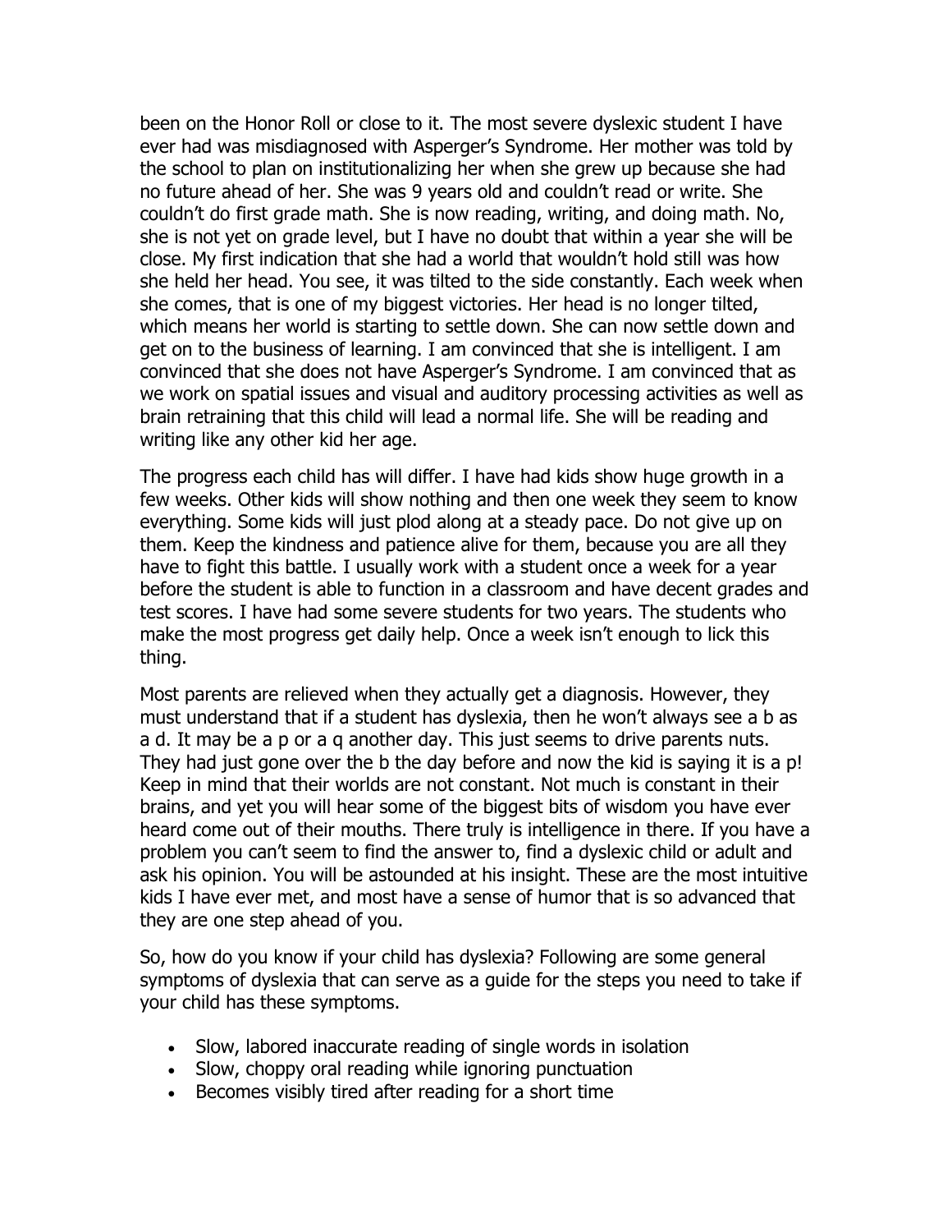been on the Honor Roll or close to it. The most severe dyslexic student I have ever had was misdiagnosed with Asperger's Syndrome. Her mother was told by the school to plan on institutionalizing her when she grew up because she had no future ahead of her. She was 9 years old and couldn't read or write. She couldn't do first grade math. She is now reading, writing, and doing math. No, she is not yet on grade level, but I have no doubt that within a year she will be close. My first indication that she had a world that wouldn't hold still was how she held her head. You see, it was tilted to the side constantly. Each week when she comes, that is one of my biggest victories. Her head is no longer tilted, which means her world is starting to settle down. She can now settle down and get on to the business of learning. I am convinced that she is intelligent. I am convinced that she does not have Asperger's Syndrome. I am convinced that as we work on spatial issues and visual and auditory processing activities as well as brain retraining that this child will lead a normal life. She will be reading and writing like any other kid her age.

The progress each child has will differ. I have had kids show huge growth in a few weeks. Other kids will show nothing and then one week they seem to know everything. Some kids will just plod along at a steady pace. Do not give up on them. Keep the kindness and patience alive for them, because you are all they have to fight this battle. I usually work with a student once a week for a year before the student is able to function in a classroom and have decent grades and test scores. I have had some severe students for two years. The students who make the most progress get daily help. Once a week isn't enough to lick this thing.

Most parents are relieved when they actually get a diagnosis. However, they must understand that if a student has dyslexia, then he won't always see a b as a d. It may be a p or a q another day. This just seems to drive parents nuts. They had just gone over the b the day before and now the kid is saying it is a p! Keep in mind that their worlds are not constant. Not much is constant in their brains, and yet you will hear some of the biggest bits of wisdom you have ever heard come out of their mouths. There truly is intelligence in there. If you have a problem you can't seem to find the answer to, find a dyslexic child or adult and ask his opinion. You will be astounded at his insight. These are the most intuitive kids I have ever met, and most have a sense of humor that is so advanced that they are one step ahead of you.

So, how do you know if your child has dyslexia? Following are some general symptoms of dyslexia that can serve as a guide for the steps you need to take if your child has these symptoms.

- Slow, labored inaccurate reading of single words in isolation
- Slow, choppy oral reading while ignoring punctuation
- Becomes visibly tired after reading for a short time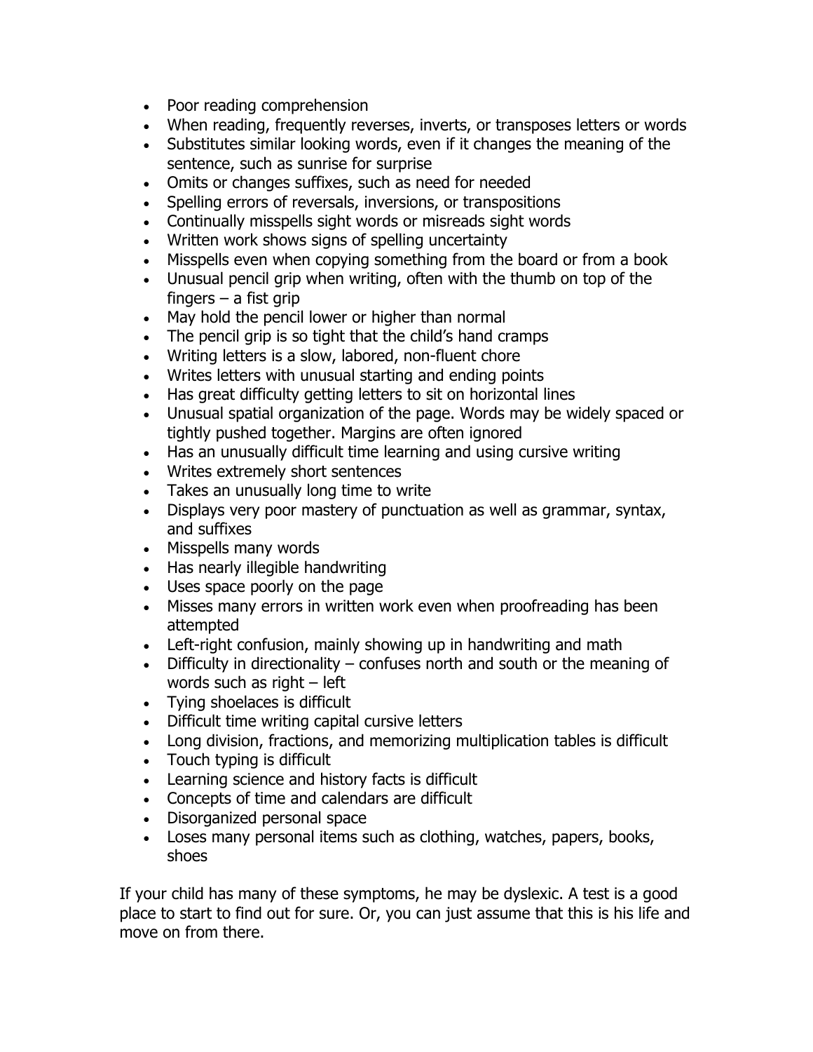- Poor reading comprehension
- When reading, frequently reverses, inverts, or transposes letters or words
- Substitutes similar looking words, even if it changes the meaning of the sentence, such as sunrise for surprise
- Omits or changes suffixes, such as need for needed
- Spelling errors of reversals, inversions, or transpositions
- Continually misspells sight words or misreads sight words
- Written work shows signs of spelling uncertainty
- Misspells even when copying something from the board or from a book
- Unusual pencil grip when writing, often with the thumb on top of the fingers – a fist grip
- May hold the pencil lower or higher than normal
- The pencil grip is so tight that the child's hand cramps
- Writing letters is a slow, labored, non-fluent chore
- Writes letters with unusual starting and ending points
- Has great difficulty getting letters to sit on horizontal lines
- Unusual spatial organization of the page. Words may be widely spaced or tightly pushed together. Margins are often ignored
- Has an unusually difficult time learning and using cursive writing
- Writes extremely short sentences
- Takes an unusually long time to write
- Displays very poor mastery of punctuation as well as grammar, syntax, and suffixes
- Misspells many words
- Has nearly illegible handwriting
- Uses space poorly on the page
- Misses many errors in written work even when proofreading has been attempted
- Left-right confusion, mainly showing up in handwriting and math
- Difficulty in directionality – confuses north and south or the meaning of words such as right – left
- Tying shoelaces is difficult
- Difficult time writing capital cursive letters
- Long division, fractions, and memorizing multiplication tables is difficult
- Touch typing is difficult
- Learning science and history facts is difficult
- Concepts of time and calendars are difficult
- Disorganized personal space
- Loses many personal items such as clothing, watches, papers, books, shoes

If your child has many of these symptoms, he may be dyslexic. A test is a good place to start to find out for sure. Or, you can just assume that this is his life and move on from there.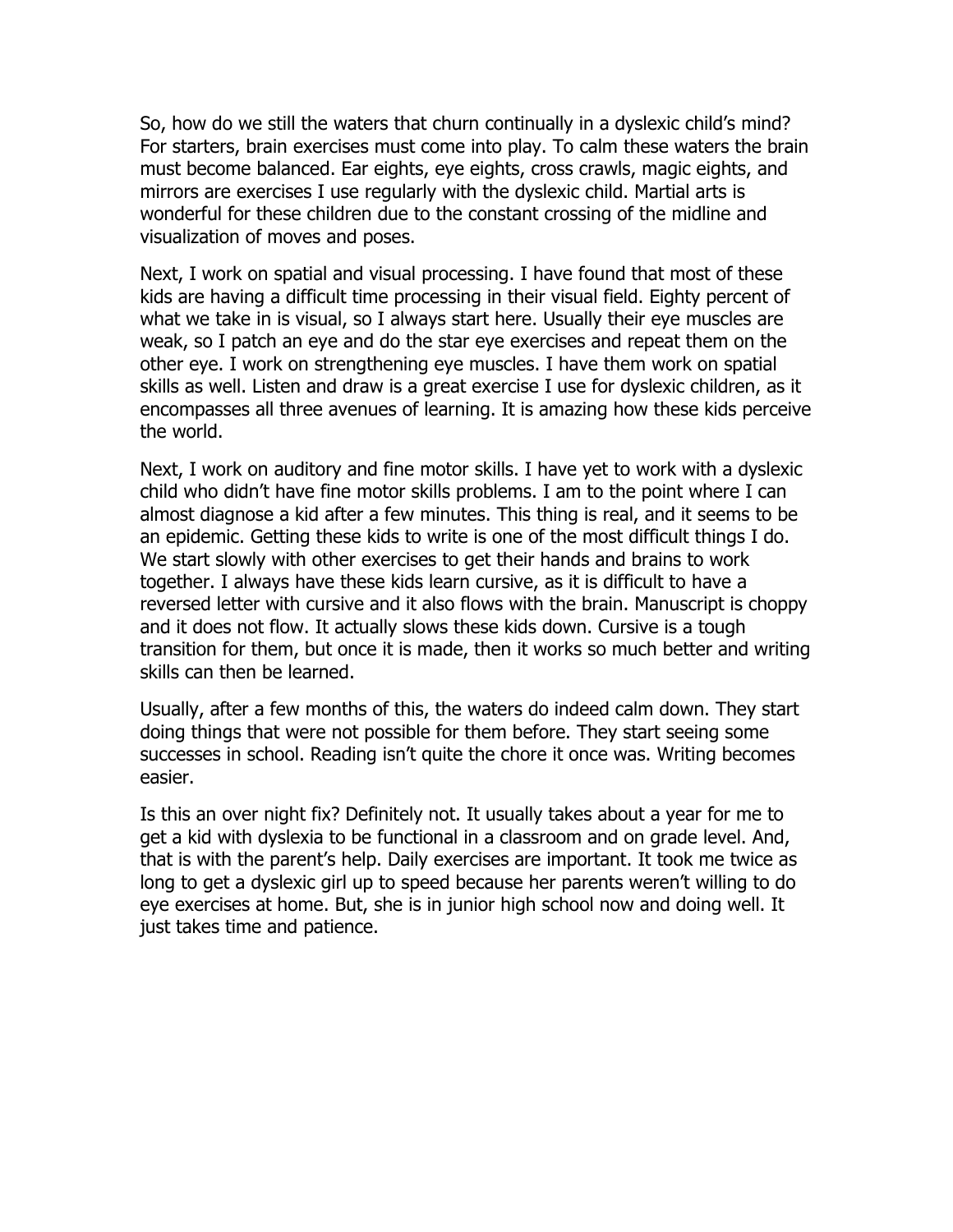So, how do we still the waters that churn continually in a dyslexic child's mind? For starters, brain exercises must come into play. To calm these waters the brain must become balanced. Ear eights, eye eights, cross crawls, magic eights, and mirrors are exercises I use regularly with the dyslexic child. Martial arts is wonderful for these children due to the constant crossing of the midline and visualization of moves and poses.

Next, I work on spatial and visual processing. I have found that most of these kids are having a difficult time processing in their visual field. Eighty percent of what we take in is visual, so I always start here. Usually their eye muscles are weak, so I patch an eye and do the star eye exercises and repeat them on the other eye. I work on strengthening eye muscles. I have them work on spatial skills as well. Listen and draw is a great exercise I use for dyslexic children, as it encompasses all three avenues of learning. It is amazing how these kids perceive the world.

Next, I work on auditory and fine motor skills. I have yet to work with a dyslexic child who didn't have fine motor skills problems. I am to the point where I can almost diagnose a kid after a few minutes. This thing is real, and it seems to be an epidemic. Getting these kids to write is one of the most difficult things I do. We start slowly with other exercises to get their hands and brains to work together. I always have these kids learn cursive, as it is difficult to have a reversed letter with cursive and it also flows with the brain. Manuscript is choppy and it does not flow. It actually slows these kids down. Cursive is a tough transition for them, but once it is made, then it works so much better and writing skills can then be learned.

Usually, after a few months of this, the waters do indeed calm down. They start doing things that were not possible for them before. They start seeing some successes in school. Reading isn't quite the chore it once was. Writing becomes easier.

Is this an over night fix? Definitely not. It usually takes about a year for me to get a kid with dyslexia to be functional in a classroom and on grade level. And, that is with the parent's help. Daily exercises are important. It took me twice as long to get a dyslexic girl up to speed because her parents weren't willing to do eye exercises at home. But, she is in junior high school now and doing well. It just takes time and patience.